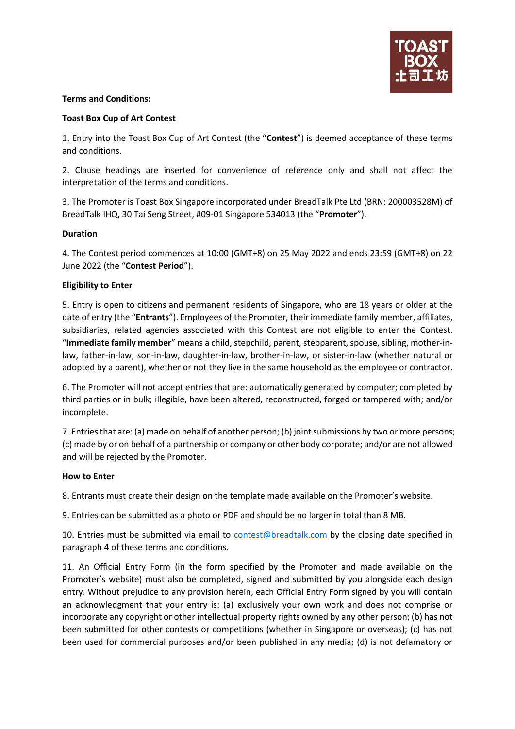**Terms and Conditions:**

**Toast Box Cup of Art Contest**

1. Entry into the Toast Box Cup of Art Contest (the "**Contest**") is deemed acceptance of these terms and conditions.

2. Clause headings are inserted for convenience of reference only and shall not affect the interpretation of the terms and conditions.

3. The Promoter is Toast Box Singapore incorporated under BreadTalk Pte Ltd (BRN: 200003528M) of BreadTalk IHQ, 30 Tai Seng Street, #09-01 Singapore 534013 (the "**Promoter**").

**Duration**

4. The Contest period commences at 10:00 (GMT+8) on 25 May 2022 and ends 23:59 (GMT+8) on 22 June 2022 (the "**Contest Period**").

**Eligibility to Enter**

5. Entry is open to citizens and permanent residents of Singapore, who are 18 years or older at the date of entry (the "**Entrants**"). Employees of the Promoter, their immediate family member, affiliates, subsidiaries, related agencies associated with this Contest are not eligible to enter the Contest. "**Immediate family member**" means a child, stepchild, parent, stepparent, spouse, sibling, mother-in-law, father-in-law, son-in-law, daughter-in-law, brother-in-law, or sister-in-law (whether natural or adopted by a parent), whether or not they live in the same household as the employee or contractor.

6. The Promoter will not accept entries that are: automatically generated by computer; completed by third parties or in bulk; illegible, have been altered, reconstructed, forged or tampered with; and/or incomplete.

7. Entries that are: (a) made on behalf of another person; (b) joint submissions by two or more persons; (c) made by or on behalf of a partnership or company or other body corporate; and/or are not allowed and will be rejected by the Promoter.

**How to Enter**

8. Entrants must create their design on the template made available on the Promoter's website.

9. Entries can be submitted as a photo or PDF and should be no larger in total than 8 MB.

10. Entries must be submitted via email to contest@breadtalk.com by the closing date specified in paragraph 4 of these terms and conditions.

11. An Official Entry Form (in the form specified by the Promoter and made available on the Promoter's website) must also be completed, signed and submitted by you alongside each design entry. Without prejudice to any provision herein, each Official Entry Form signed by you will contain an acknowledgment that your entry is: (a) exclusively your own work and does not comprise or incorporate any copyright or other intellectual property rights owned by any other person; (b) has not been submitted for other contests or competitions (whether in Singapore or overseas); (c) has not been used for commercial purposes and/or been published in any media; (d) is not defamatory or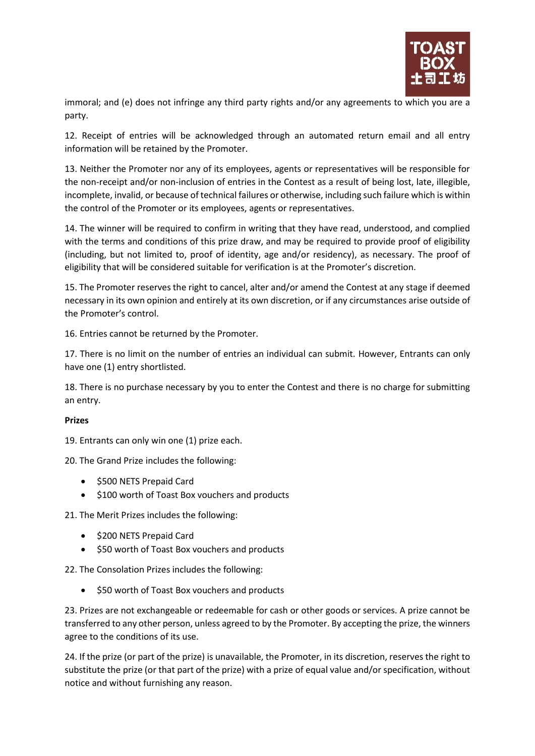immoral; and (e) does not infringe any third party rights and/or any agreements to which you are a party.

12. Receipt of entries will be acknowledged through an automated return email and all entry information will be retained by the Promoter.

13. Neither the Promoter nor any of its employees, agents or representatives will be responsible for the non-receipt and/or non-inclusion of entries in the Contest as a result of being lost, late, illegible, incomplete, invalid, or because of technical failures or otherwise, including such failure which is within the control of the Promoter or its employees, agents or representatives.

14. The winner will be required to confirm in writing that they have read, understood, and complied with the terms and conditions of this prize draw, and may be required to provide proof of eligibility (including, but not limited to, proof of identity, age and/or residency), as necessary. The proof of eligibility that will be considered suitable for verification is at the Promoter's discretion.

15. The Promoter reserves the right to cancel, alter and/or amend the Contest at any stage if deemed necessary in its own opinion and entirely at its own discretion, or if any circumstances arise outside of the Promoter's control.

16. Entries cannot be returned by the Promoter.

17. There is no limit on the number of entries an individual can submit. However, Entrants can only have one (1) entry shortlisted.

18. There is no purchase necessary by you to enter the Contest and there is no charge for submitting an entry.

**Prizes**

19. Entrants can only win one (1) prize each.

20. The Grand Prize includes the following:

- $500 NETS Prepaid Card
- $100 worth of Toast Box vouchers and products

21. The Merit Prizes includes the following:

- $200 NETS Prepaid Card
- $50 worth of Toast Box vouchers and products

22. The Consolation Prizes includes the following:

- $50 worth of Toast Box vouchers and products

23. Prizes are not exchangeable or redeemable for cash or other goods or services. A prize cannot be transferred to any other person, unless agreed to by the Promoter. By accepting the prize, the winners agree to the conditions of its use.

24. If the prize (or part of the prize) is unavailable, the Promoter, in its discretion, reserves the right to substitute the prize (or that part of the prize) with a prize of equal value and/or specification, without notice and without furnishing any reason.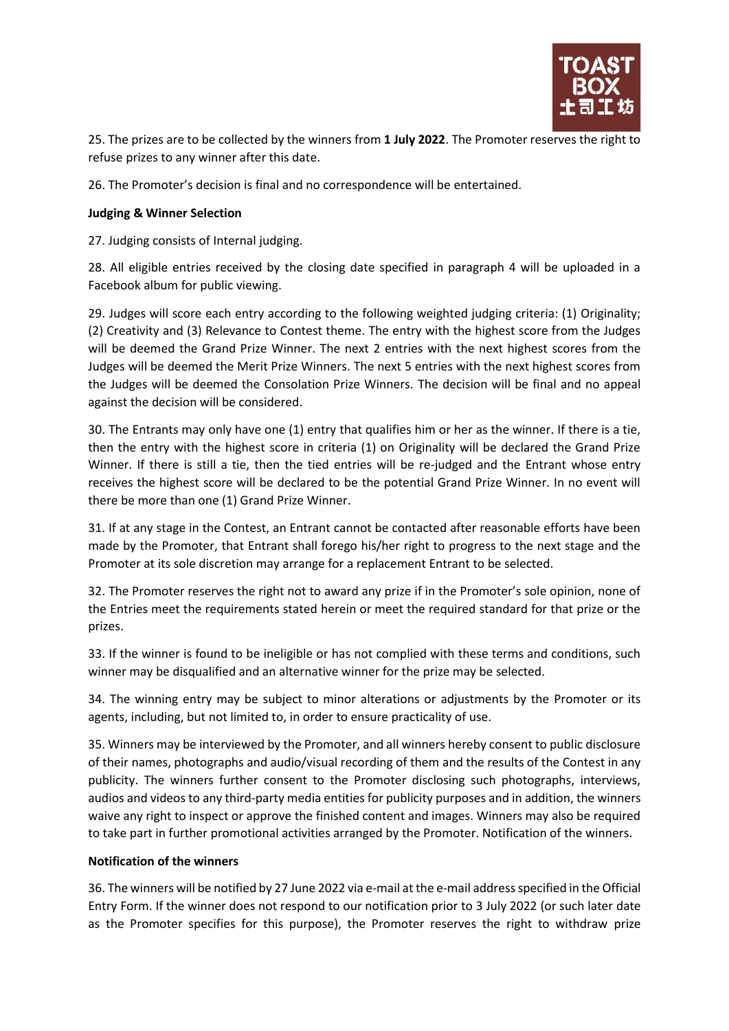25. The prizes are to be collected by the winners from **1 July 2022**. The Promoter reserves the right to refuse prizes to any winner after this date.

26. The Promoter's decision is final and no correspondence will be entertained.

**Judging & Winner Selection**

27. Judging consists of Internal judging.

28. All eligible entries received by the closing date specified in paragraph 4 will be uploaded in a Facebook album for public viewing.

29. Judges will score each entry according to the following weighted judging criteria: (1) Originality; (2) Creativity and (3) Relevance to Contest theme. The entry with the highest score from the Judges will be deemed the Grand Prize Winner. The next 2 entries with the next highest scores from the Judges will be deemed the Merit Prize Winners. The next 5 entries with the next highest scores from the Judges will be deemed the Consolation Prize Winners. The decision will be final and no appeal against the decision will be considered.

30. The Entrants may only have one (1) entry that qualifies him or her as the winner. If there is a tie, then the entry with the highest score in criteria (1) on Originality will be declared the Grand Prize Winner. If there is still a tie, then the tied entries will be re-judged and the Entrant whose entry receives the highest score will be declared to be the potential Grand Prize Winner. In no event will there be more than one (1) Grand Prize Winner.

31. If at any stage in the Contest, an Entrant cannot be contacted after reasonable efforts have been made by the Promoter, that Entrant shall forego his/her right to progress to the next stage and the Promoter at its sole discretion may arrange for a replacement Entrant to be selected.

32. The Promoter reserves the right not to award any prize if in the Promoter's sole opinion, none of the Entries meet the requirements stated herein or meet the required standard for that prize or the prizes.

33. If the winner is found to be ineligible or has not complied with these terms and conditions, such winner may be disqualified and an alternative winner for the prize may be selected.

34. The winning entry may be subject to minor alterations or adjustments by the Promoter or its agents, including, but not limited to, in order to ensure practicality of use.

35. Winners may be interviewed by the Promoter, and all winners hereby consent to public disclosure of their names, photographs and audio/visual recording of them and the results of the Contest in any publicity. The winners further consent to the Promoter disclosing such photographs, interviews, audios and videos to any third-party media entities for publicity purposes and in addition, the winners waive any right to inspect or approve the finished content and images. Winners may also be required to take part in further promotional activities arranged by the Promoter. Notification of the winners.

**Notification of the winners**

36. The winners will be notified by 27 June 2022 via e-mail at the e-mail address specified in the Official Entry Form. If the winner does not respond to our notification prior to 3 July 2022 (or such later date as the Promoter specifies for this purpose), the Promoter reserves the right to withdraw prize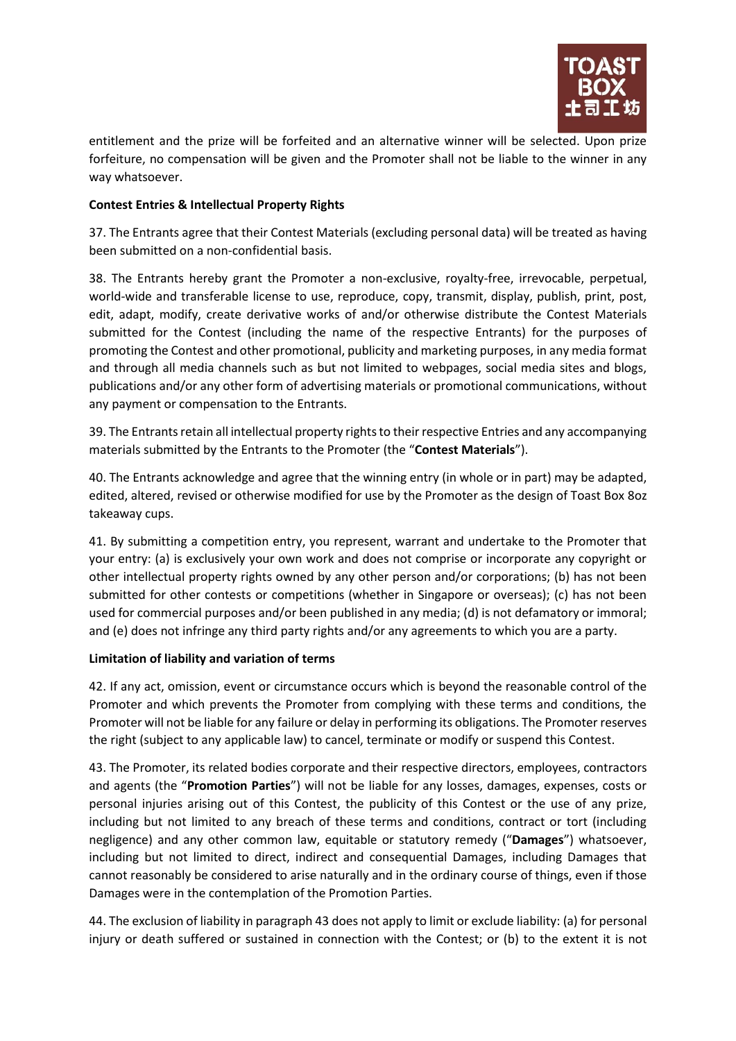entitlement and the prize will be forfeited and an alternative winner will be selected. Upon prize forfeiture, no compensation will be given and the Promoter shall not be liable to the winner in any way whatsoever.

**Contest Entries & Intellectual Property Rights**

37. The Entrants agree that their Contest Materials (excluding personal data) will be treated as having been submitted on a non-confidential basis.

38. The Entrants hereby grant the Promoter a non-exclusive, royalty-free, irrevocable, perpetual, world-wide and transferable license to use, reproduce, copy, transmit, display, publish, print, post, edit, adapt, modify, create derivative works of and/or otherwise distribute the Contest Materials submitted for the Contest (including the name of the respective Entrants) for the purposes of promoting the Contest and other promotional, publicity and marketing purposes, in any media format and through all media channels such as but not limited to webpages, social media sites and blogs, publications and/or any other form of advertising materials or promotional communications, without any payment or compensation to the Entrants.

39. The Entrants retain all intellectual property rights to their respective Entries and any accompanying materials submitted by the Entrants to the Promoter (the "**Contest Materials**").

40. The Entrants acknowledge and agree that the winning entry (in whole or in part) may be adapted, edited, altered, revised or otherwise modified for use by the Promoter as the design of Toast Box 8oz takeaway cups.

41. By submitting a competition entry, you represent, warrant and undertake to the Promoter that your entry: (a) is exclusively your own work and does not comprise or incorporate any copyright or other intellectual property rights owned by any other person and/or corporations; (b) has not been submitted for other contests or competitions (whether in Singapore or overseas); (c) has not been used for commercial purposes and/or been published in any media; (d) is not defamatory or immoral; and (e) does not infringe any third party rights and/or any agreements to which you are a party.

**Limitation of liability and variation of terms**

42. If any act, omission, event or circumstance occurs which is beyond the reasonable control of the Promoter and which prevents the Promoter from complying with these terms and conditions, the Promoter will not be liable for any failure or delay in performing its obligations. The Promoter reserves the right (subject to any applicable law) to cancel, terminate or modify or suspend this Contest.

43. The Promoter, its related bodies corporate and their respective directors, employees, contractors and agents (the "**Promotion Parties**") will not be liable for any losses, damages, expenses, costs or personal injuries arising out of this Contest, the publicity of this Contest or the use of any prize, including but not limited to any breach of these terms and conditions, contract or tort (including negligence) and any other common law, equitable or statutory remedy ("**Damages**") whatsoever, including but not limited to direct, indirect and consequential Damages, including Damages that cannot reasonably be considered to arise naturally and in the ordinary course of things, even if those Damages were in the contemplation of the Promotion Parties.

44. The exclusion of liability in paragraph 43 does not apply to limit or exclude liability: (a) for personal injury or death suffered or sustained in connection with the Contest; or (b) to the extent it is not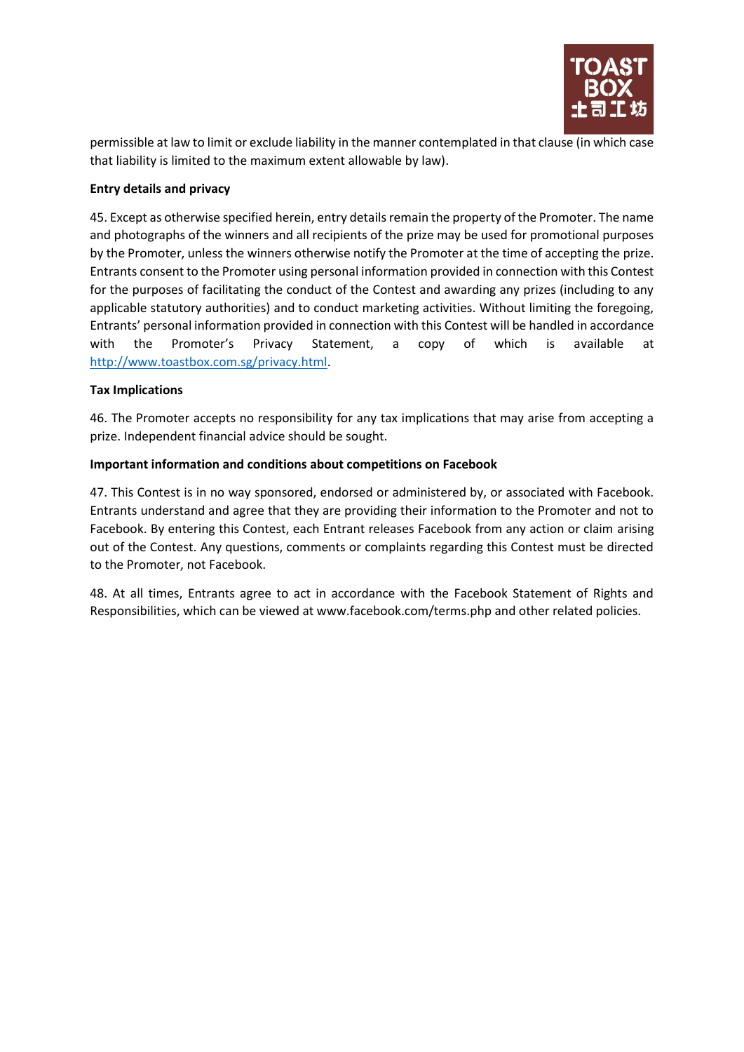permissible at law to limit or exclude liability in the manner contemplated in that clause (in which case that liability is limited to the maximum extent allowable by law).

**Entry details and privacy**

45. Except as otherwise specified herein, entry details remain the property of the Promoter. The name and photographs of the winners and all recipients of the prize may be used for promotional purposes by the Promoter, unless the winners otherwise notify the Promoter at the time of accepting the prize. Entrants consent to the Promoter using personal information provided in connection with this Contest for the purposes of facilitating the conduct of the Contest and awarding any prizes (including to any applicable statutory authorities) and to conduct marketing activities. Without limiting the foregoing, Entrants' personal information provided in connection with this Contest will be handled in accordance with the Promoter's Privacy Statement, a copy of which is available at http://www.toastbox.com.sg/privacy.html.

**Tax Implications**

46. The Promoter accepts no responsibility for any tax implications that may arise from accepting a prize. Independent financial advice should be sought.

**Important information and conditions about competitions on Facebook**

47. This Contest is in no way sponsored, endorsed or administered by, or associated with Facebook. Entrants understand and agree that they are providing their information to the Promoter and not to Facebook. By entering this Contest, each Entrant releases Facebook from any action or claim arising out of the Contest. Any questions, comments or complaints regarding this Contest must be directed to the Promoter, not Facebook.

48. At all times, Entrants agree to act in accordance with the Facebook Statement of Rights and Responsibilities, which can be viewed at www.facebook.com/terms.php and other related policies.